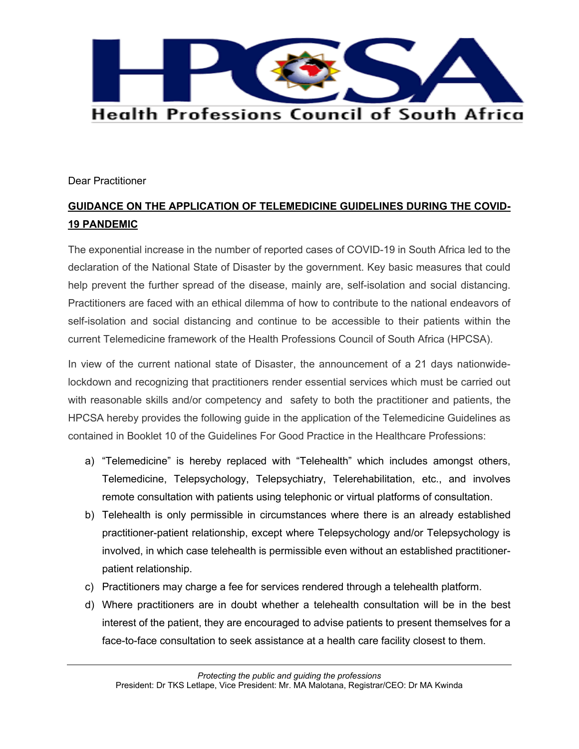# HPCSA

## Health Professions Council of South Africa

Dear Practitioner

**GUIDANCE ON THE APPLICATION OF TELEMEDICINE GUIDELINES DURING THE COVID-19 PANDEMIC**

The exponential increase in the number of reported cases of COVID-19 in South Africa led to the declaration of the National State of Disaster by the government. Key basic measures that could help prevent the further spread of the disease, mainly are, self-isolation and social distancing. Practitioners are faced with an ethical dilemma of how to contribute to the national endeavors of self-isolation and social distancing and continue to be accessible to their patients within the current Telemedicine framework of the Health Professions Council of South Africa (HPCSA).

In view of the current national state of Disaster, the announcement of a 21 days nationwide-lockdown and recognizing that practitioners render essential services which must be carried out with reasonable skills and/or competency and safety to both the practitioner and patients, the HPCSA hereby provides the following guide in the application of the Telemedicine Guidelines as contained in Booklet 10 of the Guidelines For Good Practice in the Healthcare Professions:

a) "Telemedicine" is hereby replaced with "Telehealth" which includes amongst others, Telemedicine, Telepsychology, Telepsychiatry, Telerehabilitation, etc., and involves remote consultation with patients using telephonic or virtual platforms of consultation.
b) Telehealth is only permissible in circumstances where there is an already established practitioner-patient relationship, except where Telepsychology and/or Telepsychology is involved, in which case telehealth is permissible even without an established practitioner-patient relationship.
c) Practitioners may charge a fee for services rendered through a telehealth platform.
d) Where practitioners are in doubt whether a telehealth consultation will be in the best interest of the patient, they are encouraged to advise patients to present themselves for a face-to-face consultation to seek assistance at a health care facility closest to them.

*Protecting the public and guiding the professions*
President: Dr TKS Letlape, Vice President: Mr. MA Malotana, Registrar/CEO: Dr MA Kwinda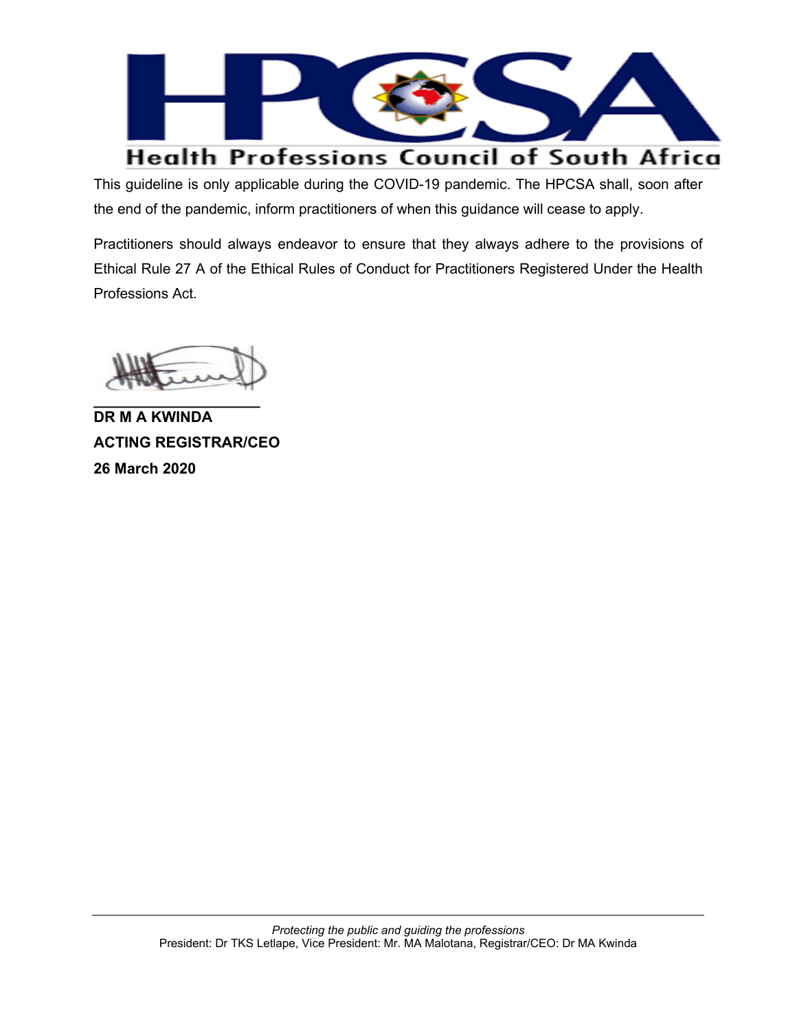This guideline is only applicable during the COVID-19 pandemic. The HPCSA shall, soon after the end of the pandemic, inform practitioners of when this guidance will cease to apply.

Practitioners should always endeavor to ensure that they always adhere to the provisions of Ethical Rule 27 A of the Ethical Rules of Conduct for Practitioners Registered Under the Health Professions Act.

**DR M A KWINDA**
**ACTING REGISTRAR/CEO**
**26 March 2020**